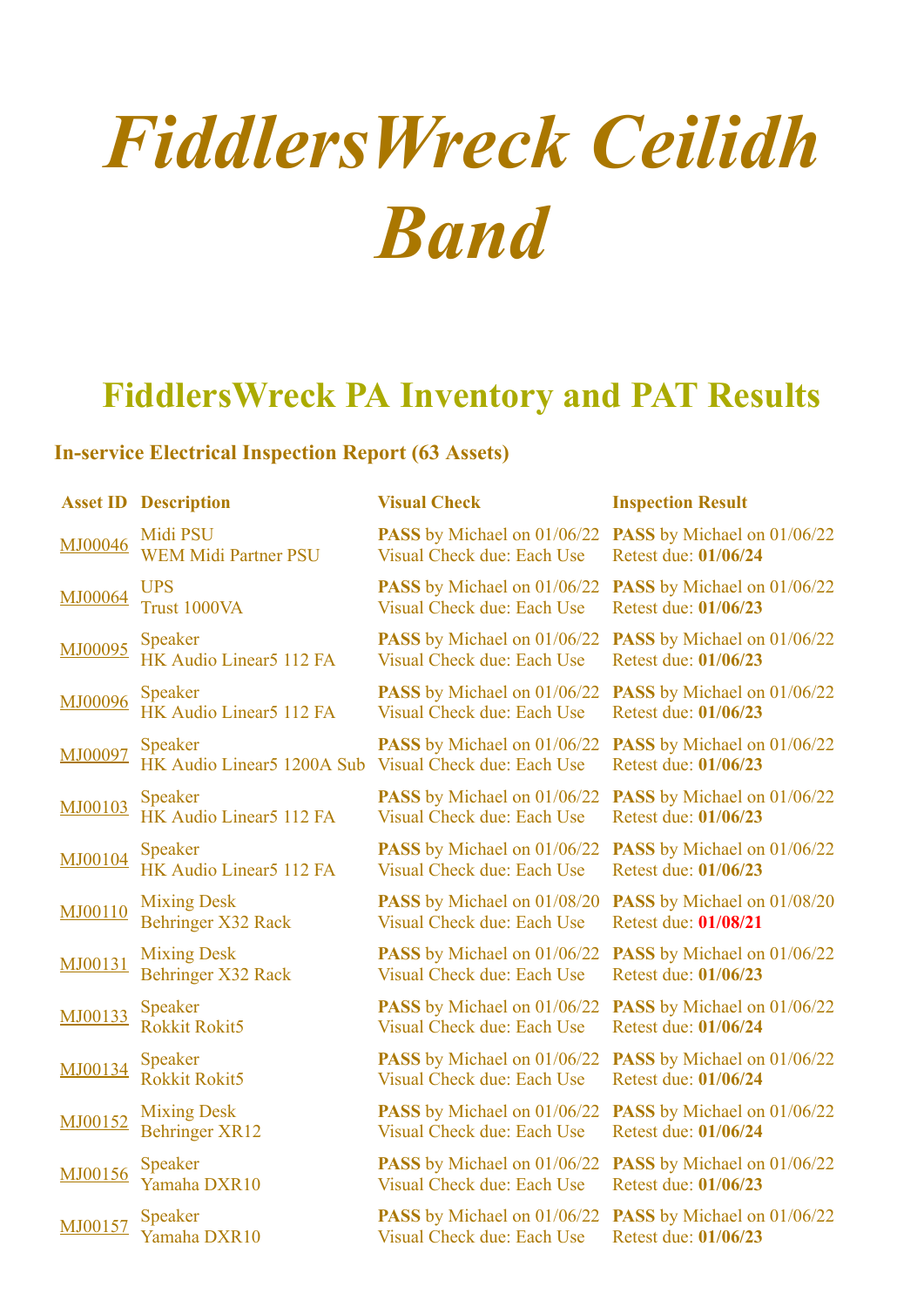# FiddlersWreck Ceilidh Band

## FiddlersWreck PA Inventory and PAT Results

### In-service Electrical Inspection Report (63 Assets)

| Asset ID | Description | Visual Check | Inspection Result |
|---|---|---|---|
| MJ00046 | Midi PSU<br>WEM Midi Partner PSU | **PASS** by Michael on 01/06/22<br>Visual Check due: Each Use | **PASS** by Michael on 01/06/22<br>Retest due: **01/06/24** |
| MJ00064 | UPS<br>Trust 1000VA | **PASS** by Michael on 01/06/22<br>Visual Check due: Each Use | **PASS** by Michael on 01/06/22<br>Retest due: **01/06/23** |
| MJ00095 | Speaker<br>HK Audio Linear5 112 FA | **PASS** by Michael on 01/06/22<br>Visual Check due: Each Use | **PASS** by Michael on 01/06/22<br>Retest due: **01/06/23** |
| MJ00096 | Speaker<br>HK Audio Linear5 112 FA | **PASS** by Michael on 01/06/22<br>Visual Check due: Each Use | **PASS** by Michael on 01/06/22<br>Retest due: **01/06/23** |
| MJ00097 | Speaker<br>HK Audio Linear5 1200A Sub | **PASS** by Michael on 01/06/22<br>Visual Check due: Each Use | **PASS** by Michael on 01/06/22<br>Retest due: **01/06/23** |
| MJ00103 | Speaker<br>HK Audio Linear5 112 FA | **PASS** by Michael on 01/06/22<br>Visual Check due: Each Use | **PASS** by Michael on 01/06/22<br>Retest due: **01/06/23** |
| MJ00104 | Speaker<br>HK Audio Linear5 112 FA | **PASS** by Michael on 01/06/22<br>Visual Check due: Each Use | **PASS** by Michael on 01/06/22<br>Retest due: **01/06/23** |
| MJ00110 | Mixing Desk<br>Behringer X32 Rack | **PASS** by Michael on 01/08/20<br>Visual Check due: Each Use | **PASS** by Michael on 01/08/20<br>Retest due: **01/08/21** |
| MJ00131 | Mixing Desk<br>Behringer X32 Rack | **PASS** by Michael on 01/06/22<br>Visual Check due: Each Use | **PASS** by Michael on 01/06/22<br>Retest due: **01/06/23** |
| MJ00133 | Speaker<br>Rokkit Rokit5 | **PASS** by Michael on 01/06/22<br>Visual Check due: Each Use | **PASS** by Michael on 01/06/22<br>Retest due: **01/06/24** |
| MJ00134 | Speaker<br>Rokkit Rokit5 | **PASS** by Michael on 01/06/22<br>Visual Check due: Each Use | **PASS** by Michael on 01/06/22<br>Retest due: **01/06/24** |
| MJ00152 | Mixing Desk<br>Behringer XR12 | **PASS** by Michael on 01/06/22<br>Visual Check due: Each Use | **PASS** by Michael on 01/06/22<br>Retest due: **01/06/24** |
| MJ00156 | Speaker<br>Yamaha DXR10 | **PASS** by Michael on 01/06/22<br>Visual Check due: Each Use | **PASS** by Michael on 01/06/22<br>Retest due: **01/06/23** |
| MJ00157 | Speaker<br>Yamaha DXR10 | **PASS** by Michael on 01/06/22<br>Visual Check due: Each Use | **PASS** by Michael on 01/06/22<br>Retest due: **01/06/23** |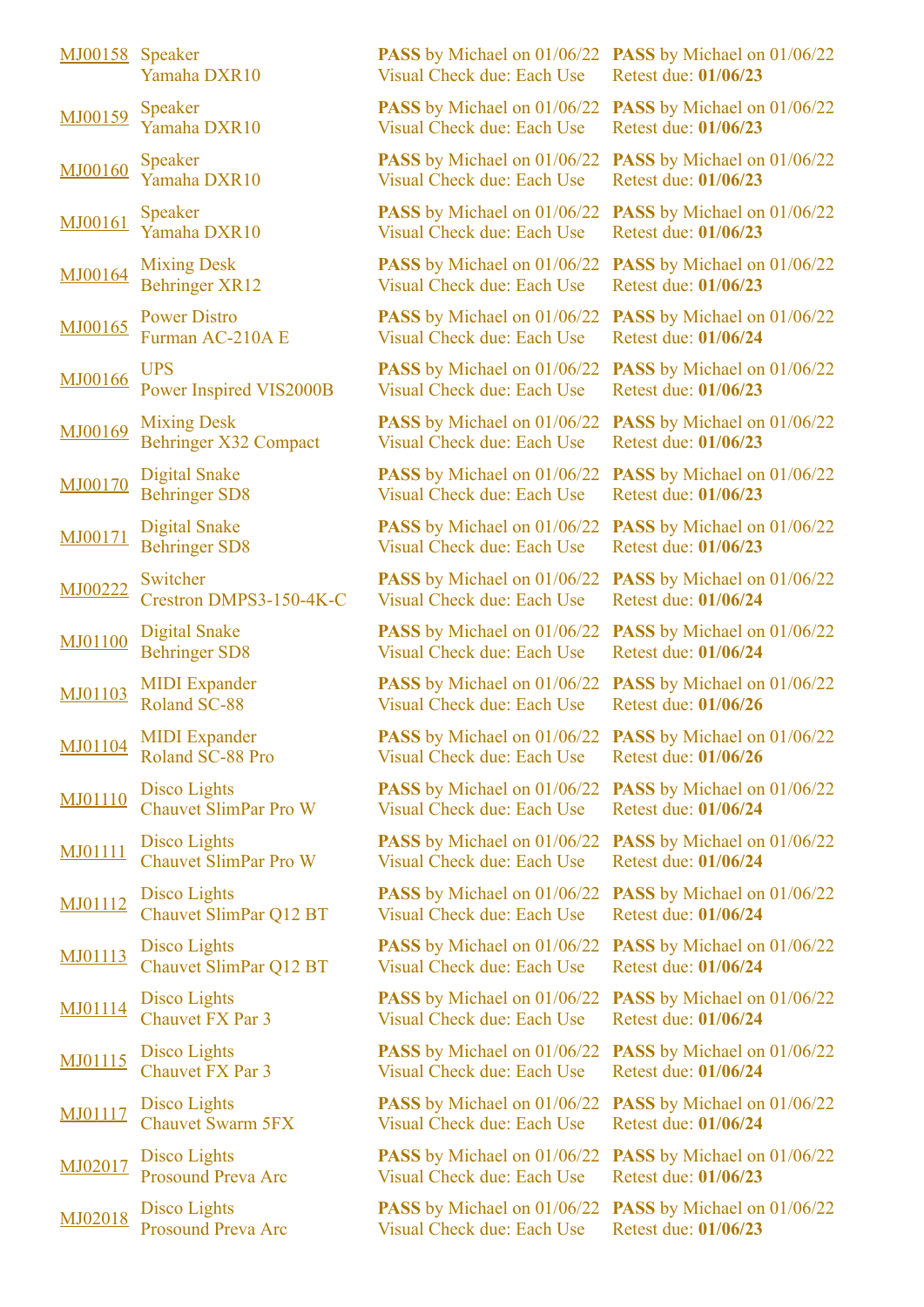| | | | |
|---|---|---|---|
| MJ00158 | Speaker<br>Yamaha DXR10 | **PASS** by Michael on 01/06/22<br>Visual Check due: Each Use | **PASS** by Michael on 01/06/22<br>Retest due: **01/06/23** |
| MJ00159 | Speaker<br>Yamaha DXR10 | **PASS** by Michael on 01/06/22<br>Visual Check due: Each Use | **PASS** by Michael on 01/06/22<br>Retest due: **01/06/23** |
| MJ00160 | Speaker<br>Yamaha DXR10 | **PASS** by Michael on 01/06/22<br>Visual Check due: Each Use | **PASS** by Michael on 01/06/22<br>Retest due: **01/06/23** |
| MJ00161 | Speaker<br>Yamaha DXR10 | **PASS** by Michael on 01/06/22<br>Visual Check due: Each Use | **PASS** by Michael on 01/06/22<br>Retest due: **01/06/23** |
| MJ00164 | Mixing Desk<br>Behringer XR12 | **PASS** by Michael on 01/06/22<br>Visual Check due: Each Use | **PASS** by Michael on 01/06/22<br>Retest due: **01/06/23** |
| MJ00165 | Power Distro<br>Furman AC-210A E | **PASS** by Michael on 01/06/22<br>Visual Check due: Each Use | **PASS** by Michael on 01/06/22<br>Retest due: **01/06/24** |
| MJ00166 | UPS<br>Power Inspired VIS2000B | **PASS** by Michael on 01/06/22<br>Visual Check due: Each Use | **PASS** by Michael on 01/06/22<br>Retest due: **01/06/23** |
| MJ00169 | Mixing Desk<br>Behringer X32 Compact | **PASS** by Michael on 01/06/22<br>Visual Check due: Each Use | **PASS** by Michael on 01/06/22<br>Retest due: **01/06/23** |
| MJ00170 | Digital Snake<br>Behringer SD8 | **PASS** by Michael on 01/06/22<br>Visual Check due: Each Use | **PASS** by Michael on 01/06/22<br>Retest due: **01/06/23** |
| MJ00171 | Digital Snake<br>Behringer SD8 | **PASS** by Michael on 01/06/22<br>Visual Check due: Each Use | **PASS** by Michael on 01/06/22<br>Retest due: **01/06/23** |
| MJ00222 | Switcher<br>Crestron DMPS3-150-4K-C | **PASS** by Michael on 01/06/22<br>Visual Check due: Each Use | **PASS** by Michael on 01/06/22<br>Retest due: **01/06/24** |
| MJ01100 | Digital Snake<br>Behringer SD8 | **PASS** by Michael on 01/06/22<br>Visual Check due: Each Use | **PASS** by Michael on 01/06/22<br>Retest due: **01/06/24** |
| MJ01103 | MIDI Expander<br>Roland SC-88 | **PASS** by Michael on 01/06/22<br>Visual Check due: Each Use | **PASS** by Michael on 01/06/22<br>Retest due: **01/06/26** |
| MJ01104 | MIDI Expander<br>Roland SC-88 Pro | **PASS** by Michael on 01/06/22<br>Visual Check due: Each Use | **PASS** by Michael on 01/06/22<br>Retest due: **01/06/26** |
| MJ01110 | Disco Lights<br>Chauvet SlimPar Pro W | **PASS** by Michael on 01/06/22<br>Visual Check due: Each Use | **PASS** by Michael on 01/06/22<br>Retest due: **01/06/24** |
| MJ01111 | Disco Lights<br>Chauvet SlimPar Pro W | **PASS** by Michael on 01/06/22<br>Visual Check due: Each Use | **PASS** by Michael on 01/06/22<br>Retest due: **01/06/24** |
| MJ01112 | Disco Lights<br>Chauvet SlimPar Q12 BT | **PASS** by Michael on 01/06/22<br>Visual Check due: Each Use | **PASS** by Michael on 01/06/22<br>Retest due: **01/06/24** |
| MJ01113 | Disco Lights<br>Chauvet SlimPar Q12 BT | **PASS** by Michael on 01/06/22<br>Visual Check due: Each Use | **PASS** by Michael on 01/06/22<br>Retest due: **01/06/24** |
| MJ01114 | Disco Lights<br>Chauvet FX Par 3 | **PASS** by Michael on 01/06/22<br>Visual Check due: Each Use | **PASS** by Michael on 01/06/22<br>Retest due: **01/06/24** |
| MJ01115 | Disco Lights<br>Chauvet FX Par 3 | **PASS** by Michael on 01/06/22<br>Visual Check due: Each Use | **PASS** by Michael on 01/06/22<br>Retest due: **01/06/24** |
| MJ01117 | Disco Lights<br>Chauvet Swarm 5FX | **PASS** by Michael on 01/06/22<br>Visual Check due: Each Use | **PASS** by Michael on 01/06/22<br>Retest due: **01/06/24** |
| MJ02017 | Disco Lights<br>Prosound Preva Arc | **PASS** by Michael on 01/06/22<br>Visual Check due: Each Use | **PASS** by Michael on 01/06/22<br>Retest due: **01/06/23** |
| MJ02018 | Disco Lights<br>Prosound Preva Arc | **PASS** by Michael on 01/06/22<br>Visual Check due: Each Use | **PASS** by Michael on 01/06/22<br>Retest due: **01/06/23** |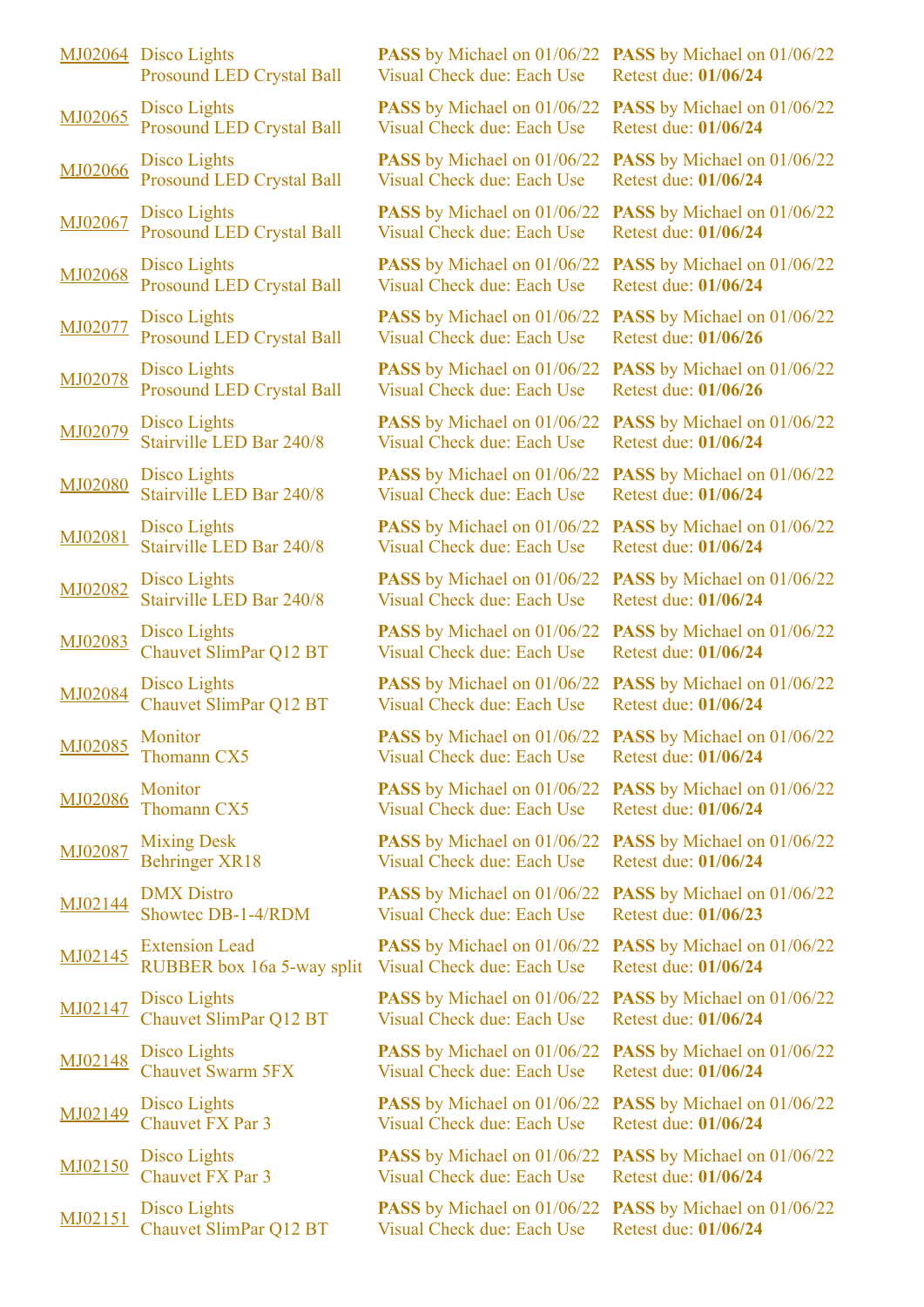| | | | |
|---|---|---|---|
| MJ02064 | Disco Lights<br>Prosound LED Crystal Ball | **PASS** by Michael on 01/06/22<br>Visual Check due: Each Use | **PASS** by Michael on 01/06/22<br>Retest due: **01/06/24** |
| MJ02065 | Disco Lights<br>Prosound LED Crystal Ball | **PASS** by Michael on 01/06/22<br>Visual Check due: Each Use | **PASS** by Michael on 01/06/22<br>Retest due: **01/06/24** |
| MJ02066 | Disco Lights<br>Prosound LED Crystal Ball | **PASS** by Michael on 01/06/22<br>Visual Check due: Each Use | **PASS** by Michael on 01/06/22<br>Retest due: **01/06/24** |
| MJ02067 | Disco Lights<br>Prosound LED Crystal Ball | **PASS** by Michael on 01/06/22<br>Visual Check due: Each Use | **PASS** by Michael on 01/06/22<br>Retest due: **01/06/24** |
| MJ02068 | Disco Lights<br>Prosound LED Crystal Ball | **PASS** by Michael on 01/06/22<br>Visual Check due: Each Use | **PASS** by Michael on 01/06/22<br>Retest due: **01/06/24** |
| MJ02077 | Disco Lights<br>Prosound LED Crystal Ball | **PASS** by Michael on 01/06/22<br>Visual Check due: Each Use | **PASS** by Michael on 01/06/22<br>Retest due: **01/06/26** |
| MJ02078 | Disco Lights<br>Prosound LED Crystal Ball | **PASS** by Michael on 01/06/22<br>Visual Check due: Each Use | **PASS** by Michael on 01/06/22<br>Retest due: **01/06/26** |
| MJ02079 | Disco Lights<br>Stairville LED Bar 240/8 | **PASS** by Michael on 01/06/22<br>Visual Check due: Each Use | **PASS** by Michael on 01/06/22<br>Retest due: **01/06/24** |
| MJ02080 | Disco Lights<br>Stairville LED Bar 240/8 | **PASS** by Michael on 01/06/22<br>Visual Check due: Each Use | **PASS** by Michael on 01/06/22<br>Retest due: **01/06/24** |
| MJ02081 | Disco Lights<br>Stairville LED Bar 240/8 | **PASS** by Michael on 01/06/22<br>Visual Check due: Each Use | **PASS** by Michael on 01/06/22<br>Retest due: **01/06/24** |
| MJ02082 | Disco Lights<br>Stairville LED Bar 240/8 | **PASS** by Michael on 01/06/22<br>Visual Check due: Each Use | **PASS** by Michael on 01/06/22<br>Retest due: **01/06/24** |
| MJ02083 | Disco Lights<br>Chauvet SlimPar Q12 BT | **PASS** by Michael on 01/06/22<br>Visual Check due: Each Use | **PASS** by Michael on 01/06/22<br>Retest due: **01/06/24** |
| MJ02084 | Disco Lights<br>Chauvet SlimPar Q12 BT | **PASS** by Michael on 01/06/22<br>Visual Check due: Each Use | **PASS** by Michael on 01/06/22<br>Retest due: **01/06/24** |
| MJ02085 | Monitor<br>Thomann CX5 | **PASS** by Michael on 01/06/22<br>Visual Check due: Each Use | **PASS** by Michael on 01/06/22<br>Retest due: **01/06/24** |
| MJ02086 | Monitor<br>Thomann CX5 | **PASS** by Michael on 01/06/22<br>Visual Check due: Each Use | **PASS** by Michael on 01/06/22<br>Retest due: **01/06/24** |
| MJ02087 | Mixing Desk<br>Behringer XR18 | **PASS** by Michael on 01/06/22<br>Visual Check due: Each Use | **PASS** by Michael on 01/06/22<br>Retest due: **01/06/24** |
| MJ02144 | DMX Distro<br>Showtec DB-1-4/RDM | **PASS** by Michael on 01/06/22<br>Visual Check due: Each Use | **PASS** by Michael on 01/06/22<br>Retest due: **01/06/23** |
| MJ02145 | Extension Lead<br>RUBBER box 16a 5-way split | **PASS** by Michael on 01/06/22<br>Visual Check due: Each Use | **PASS** by Michael on 01/06/22<br>Retest due: **01/06/24** |
| MJ02147 | Disco Lights<br>Chauvet SlimPar Q12 BT | **PASS** by Michael on 01/06/22<br>Visual Check due: Each Use | **PASS** by Michael on 01/06/22<br>Retest due: **01/06/24** |
| MJ02148 | Disco Lights<br>Chauvet Swarm 5FX | **PASS** by Michael on 01/06/22<br>Visual Check due: Each Use | **PASS** by Michael on 01/06/22<br>Retest due: **01/06/24** |
| MJ02149 | Disco Lights<br>Chauvet FX Par 3 | **PASS** by Michael on 01/06/22<br>Visual Check due: Each Use | **PASS** by Michael on 01/06/22<br>Retest due: **01/06/24** |
| MJ02150 | Disco Lights<br>Chauvet FX Par 3 | **PASS** by Michael on 01/06/22<br>Visual Check due: Each Use | **PASS** by Michael on 01/06/22<br>Retest due: **01/06/24** |
| MJ02151 | Disco Lights<br>Chauvet SlimPar Q12 BT | **PASS** by Michael on 01/06/22<br>Visual Check due: Each Use | **PASS** by Michael on 01/06/22<br>Retest due: **01/06/24** |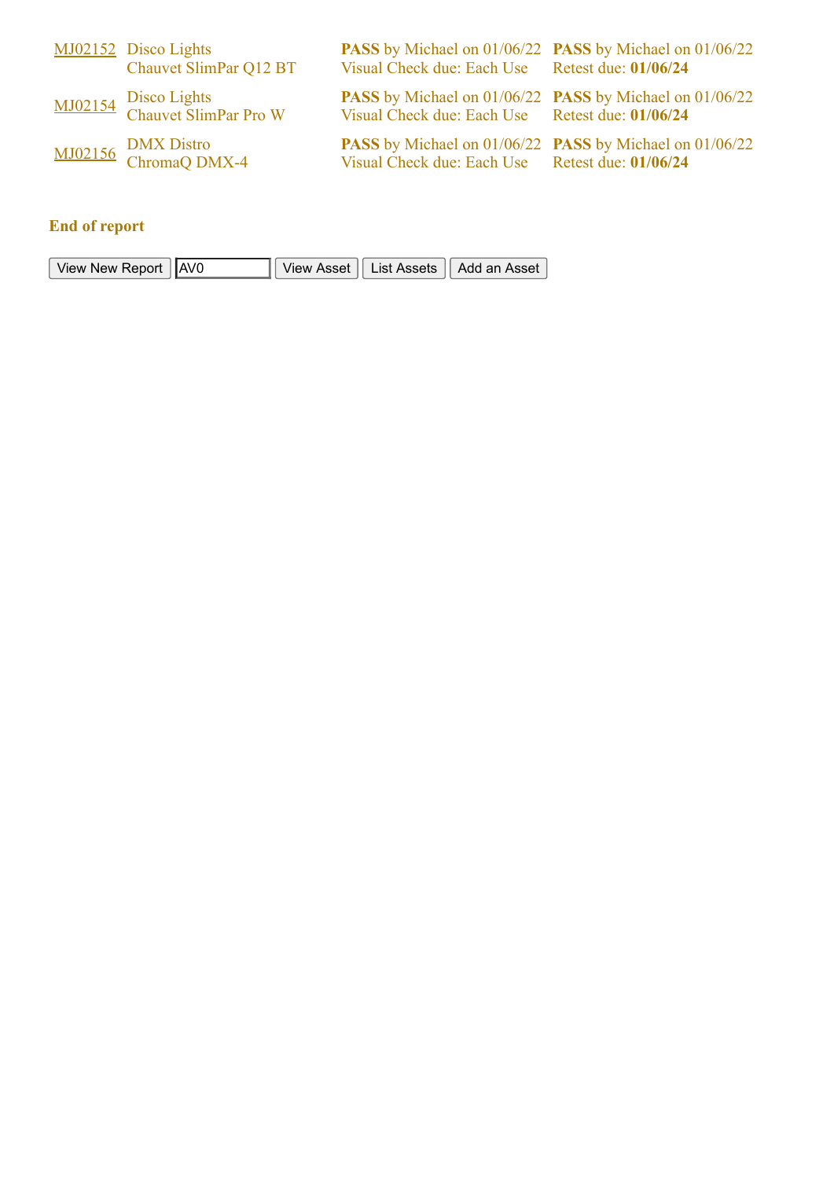| | | | |
|---|---|---|---|
| MJ02152 | Disco Lights<br>Chauvet SlimPar Q12 BT | **PASS** by Michael on 01/06/22<br>Visual Check due: Each Use | **PASS** by Michael on 01/06/22<br>Retest due: **01/06/24** |
| MJ02154 | Disco Lights<br>Chauvet SlimPar Pro W | **PASS** by Michael on 01/06/22<br>Visual Check due: Each Use | **PASS** by Michael on 01/06/22<br>Retest due: **01/06/24** |
| MJ02156 | DMX Distro<br>ChromaQ DMX-4 | **PASS** by Michael on 01/06/22<br>Visual Check due: Each Use | **PASS** by Michael on 01/06/22<br>Retest due: **01/06/24** |

**End of report**

View New Report | AV0 | View Asset | List Assets | Add an Asset